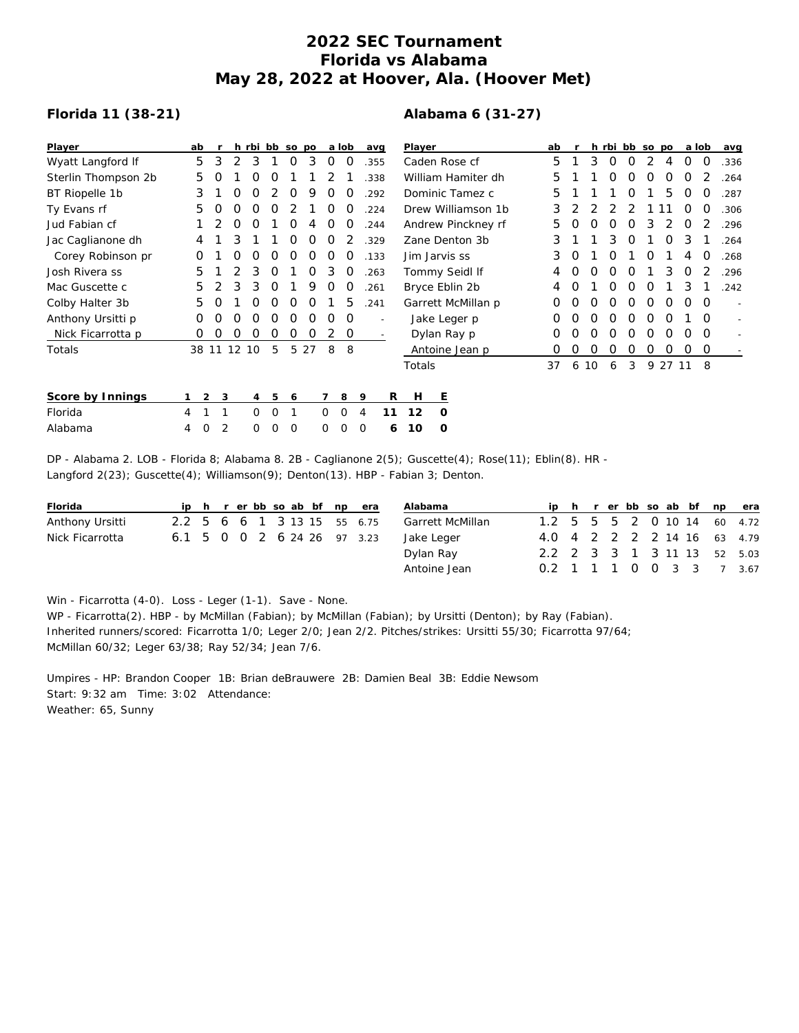# 2022 SEC Tournament
# Florida vs Alabama
# May 28, 2022 at Hoover, Ala. (Hoover Met)

## Florida 11 (38-21)

| Player | ab | r | h | rbi | bb | so | po | a | lob | avg |
|---|---|---|---|---|---|---|---|---|---|---|
| Wyatt Langford lf | 5 | 3 | 2 | 3 | 1 | 0 | 3 | 0 | 0 | .355 |
| Sterlin Thompson 2b | 5 | 0 | 1 | 0 | 0 | 1 | 1 | 2 | 1 | .338 |
| BT Riopelle 1b | 3 | 1 | 0 | 0 | 2 | 0 | 9 | 0 | 0 | .292 |
| Ty Evans rf | 5 | 0 | 0 | 0 | 0 | 2 | 1 | 0 | 0 | .224 |
| Jud Fabian cf | 1 | 2 | 0 | 0 | 1 | 0 | 4 | 0 | 0 | .244 |
| Jac Caglianone dh | 4 | 1 | 3 | 1 | 1 | 0 | 0 | 0 | 2 | .329 |
| Corey Robinson pr | 0 | 1 | 0 | 0 | 0 | 0 | 0 | 0 | 0 | .133 |
| Josh Rivera ss | 5 | 1 | 2 | 3 | 0 | 1 | 0 | 3 | 0 | .263 |
| Mac Guscette c | 5 | 2 | 3 | 3 | 0 | 1 | 9 | 0 | 0 | .261 |
| Colby Halter 3b | 5 | 0 | 1 | 0 | 0 | 0 | 0 | 1 | 5 | .241 |
| Anthony Ursitti p | 0 | 0 | 0 | 0 | 0 | 0 | 0 | 0 | 0 | - |
| Nick Ficarrotta p | 0 | 0 | 0 | 0 | 0 | 0 | 0 | 2 | 0 | - |
| Totals | 38 | 11 | 12 | 10 | 5 | 5 | 27 | 8 | 8 | |

## Alabama 6 (31-27)

| Player | ab | r | h | rbi | bb | so | po | a | lob | avg |
|---|---|---|---|---|---|---|---|---|---|---|
| Caden Rose cf | 5 | 1 | 3 | 0 | 0 | 2 | 4 | 0 | 0 | .336 |
| William Hamiter dh | 5 | 1 | 1 | 0 | 0 | 0 | 0 | 0 | 2 | .264 |
| Dominic Tamez c | 5 | 1 | 1 | 1 | 0 | 1 | 5 | 0 | 0 | .287 |
| Drew Williamson 1b | 3 | 2 | 2 | 2 | 2 | 1 | 11 | 0 | 0 | .306 |
| Andrew Pinckney rf | 5 | 0 | 0 | 0 | 0 | 3 | 2 | 0 | 2 | .296 |
| Zane Denton 3b | 3 | 1 | 1 | 3 | 0 | 1 | 0 | 3 | 1 | .264 |
| Jim Jarvis ss | 3 | 0 | 1 | 0 | 1 | 0 | 1 | 4 | 0 | .268 |
| Tommy Seidl lf | 4 | 0 | 0 | 0 | 0 | 1 | 3 | 0 | 2 | .296 |
| Bryce Eblin 2b | 4 | 0 | 1 | 0 | 0 | 0 | 1 | 3 | 1 | .242 |
| Garrett McMillan p | 0 | 0 | 0 | 0 | 0 | 0 | 0 | 0 | 0 | - |
| Jake Leger p | 0 | 0 | 0 | 0 | 0 | 0 | 0 | 1 | 0 | - |
| Dylan Ray p | 0 | 0 | 0 | 0 | 0 | 0 | 0 | 0 | 0 | - |
| Antoine Jean p | 0 | 0 | 0 | 0 | 0 | 0 | 0 | 0 | 0 | - |
| Totals | 37 | 6 | 10 | 6 | 3 | 9 | 27 | 11 | 8 | |

| Score by Innings | 1 | 2 | 3 | 4 | 5 | 6 | 7 | 8 | 9 | R | H | E |
|---|---|---|---|---|---|---|---|---|---|---|---|---|
| Florida | 4 | 1 | 1 | 0 | 0 | 1 | 0 | 0 | 4 | 11 | 12 | 0 |
| Alabama | 4 | 0 | 2 | 0 | 0 | 0 | 0 | 0 | 0 | 6 | 10 | 0 |

DP - Alabama 2. LOB - Florida 8; Alabama 8. 2B - Caglianone 2(5); Guscette(4); Rose(11); Eblin(8). HR - Langford 2(23); Guscette(4); Williamson(9); Denton(13). HBP - Fabian 3; Denton.

| Florida | ip | h | r | er | bb | so | ab | bf | np | era |
|---|---|---|---|---|---|---|---|---|---|---|
| Anthony Ursitti | 2.2 | 5 | 6 | 6 | 1 | 3 | 13 | 15 | 55 | 6.75 |
| Nick Ficarrotta | 6.1 | 5 | 0 | 0 | 2 | 6 | 24 | 26 | 97 | 3.23 |

| Alabama | ip | h | r | er | bb | so | ab | bf | np | era |
|---|---|---|---|---|---|---|---|---|---|---|
| Garrett McMillan | 1.2 | 5 | 5 | 5 | 2 | 0 | 10 | 14 | 60 | 4.72 |
| Jake Leger | 4.0 | 4 | 2 | 2 | 2 | 2 | 14 | 16 | 63 | 4.79 |
| Dylan Ray | 2.2 | 2 | 3 | 3 | 1 | 3 | 11 | 13 | 52 | 5.03 |
| Antoine Jean | 0.2 | 1 | 1 | 1 | 0 | 0 | 3 | 3 | 7 | 3.67 |

Win - Ficarrotta (4-0). Loss - Leger (1-1). Save - None.
WP - Ficarrotta(2). HBP - by McMillan (Fabian); by McMillan (Fabian); by Ursitti (Denton); by Ray (Fabian).
Inherited runners/scored: Ficarrotta 1/0; Leger 2/0; Jean 2/2. Pitches/strikes: Ursitti 55/30; Ficarrotta 97/64; McMillan 60/32; Leger 63/38; Ray 52/34; Jean 7/6.

Umpires - HP: Brandon Cooper 1B: Brian deBrauwere 2B: Damien Beal 3B: Eddie Newsom
Start: 9:32 am Time: 3:02 Attendance:
Weather: 65, Sunny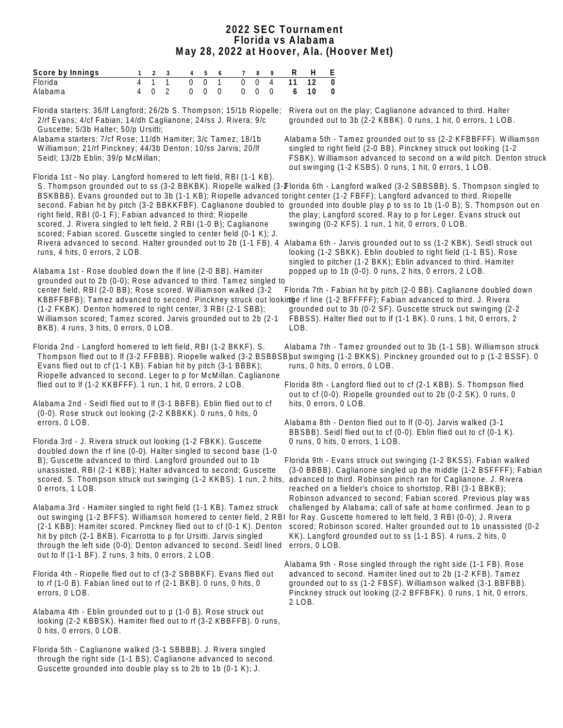# 2022 SEC Tournament
## Florida vs Alabama
### May 28, 2022 at Hoover, Ala. (Hoover Met)

| Score by Innings | 1 | 2 | 3 | 4 | 5 | 6 | 7 | 8 | 9 | R | H | E |
|---|---|---|---|---|---|---|---|---|---|---|---|---|
| Florida | 4 | 1 | 1 | 0 | 0 | 1 | 0 | 0 | 4 | 11 | 12 | 0 |
| Alabama | 4 | 0 | 2 | 0 | 0 | 0 | 0 | 0 | 0 | 6 | 10 | 0 |

Florida starters: 36/lf Langford; 26/2b S. Thompson; 15/1b Riopelle; 2/rf Evans; 4/cf Fabian; 14/dh Caglianone; 24/ss J. Rivera; 9/c Guscette; 5/3b Halter; 50/p Ursitti;

Alabama starters: 7/cf Rose; 11/dh Hamiter; 3/c Tamez; 18/1b Williamson; 21/rf Pinckney; 44/3b Denton; 10/ss Jarvis; 20/lf Seidl; 13/2b Eblin; 39/p McMillan;

Florida 1st - No play. Langford homered to left field, RBI (1-1 KB). S. Thompson grounded out to ss (3-2 BBKBK). Riopelle walked (3-2 BSKBBB). Evans grounded out to 3b (1-1 KB); Riopelle advanced to second. Fabian hit by pitch (3-2 BBKKFBF). Caglianone doubled to right field, RBI (0-1 F); Fabian advanced to third; Riopelle scored. J. Rivera singled to left field, 2 RBI (1-0 B); Caglianone scored; Fabian scored. Guscette singled to center field (0-1 K); J. Rivera advanced to second. Halter grounded out to 2b (1-1 FB). 4 runs, 4 hits, 0 errors, 2 LOB.

Alabama 1st - Rose doubled down the lf line (2-0 BB). Hamiter grounded out to 2b (0-0); Rose advanced to third. Tamez singled to center field, RBI (2-0 BB); Rose scored. Williamson walked (3-2 KBBFFBFB); Tamez advanced to second. Pinckney struck out looking (1-2 FKBK). Denton homered to right center, 3 RBI (2-1 SBB); Williamson scored; Tamez scored. Jarvis grounded out to 2b (2-1 BKB). 4 runs, 3 hits, 0 errors, 0 LOB.

Florida 2nd - Langford homered to left field, RBI (1-2 BKKF). S. Thompson flied out to lf (3-2 FFBBB). Riopelle walked (3-2 BSBBSB). Evans flied out to cf (1-1 KB). Fabian hit by pitch (3-1 BBBK); Riopelle advanced to second. Leger to p for McMillan. Caglianone flied out to lf (1-2 KKBFFF). 1 run, 1 hit, 0 errors, 2 LOB.

Alabama 2nd - Seidl flied out to lf (3-1 BBFB). Eblin flied out to cf (0-0). Rose struck out looking (2-2 KBBKK). 0 runs, 0 hits, 0 errors, 0 LOB.

Florida 3rd - J. Rivera struck out looking (1-2 FBKK). Guscette doubled down the rf line (0-0). Halter singled to second base (1-0 B); Guscette advanced to third. Langford grounded out to 1b unassisted, RBI (2-1 KBB); Halter advanced to second; Guscette scored. S. Thompson struck out swinging (1-2 KKBS). 1 run, 2 hits, 0 errors, 1 LOB.

Alabama 3rd - Hamiter singled to right field (1-1 KB). Tamez struck out swinging (1-2 BFFS). Williamson homered to center field, 2 RBI (2-1 KBB); Hamiter scored. Pinckney flied out to cf (0-1 K). Denton hit by pitch (2-1 BKB). Ficarrotta to p for Ursitti. Jarvis singled through the left side (0-0); Denton advanced to second. Seidl lined out to lf (1-1 BF). 2 runs, 3 hits, 0 errors, 2 LOB.

Florida 4th - Riopelle flied out to cf (3-2 SBBBKF). Evans flied out to rf (1-0 B). Fabian lined out to rf (2-1 BKB). 0 runs, 0 hits, 0 errors, 0 LOB.

Alabama 4th - Eblin grounded out to p (1-0 B). Rose struck out looking (2-2 KBBSK). Hamiter flied out to rf (3-2 KBBFFB). 0 runs, 0 hits, 0 errors, 0 LOB.

Florida 5th - Caglianone walked (3-1 SBBBB). J. Rivera singled through the right side (1-1 BS); Caglianone advanced to second. Guscette grounded into double play ss to 2b to 1b (0-1 K); J. Rivera out on the play; Caglianone advanced to third. Halter grounded out to 3b (2-2 KBBK). 0 runs, 1 hit, 0 errors, 1 LOB.

Alabama 5th - Tamez grounded out to ss (2-2 KFBBFFF). Williamson singled to right field (2-0 BB). Pinckney struck out looking (1-2 FSBK). Williamson advanced to second on a wild pitch. Denton struck out swinging (1-2 KSBS). 0 runs, 1 hit, 0 errors, 1 LOB.

Florida 6th - Langford walked (3-2 SBBSBB). S. Thompson singled to right center (1-2 FBFF); Langford advanced to third. Riopelle grounded into double play p to ss to 1b (1-0 B); S. Thompson out on the play; Langford scored. Ray to p for Leger. Evans struck out swinging (0-2 KFS). 1 run, 1 hit, 0 errors, 0 LOB.

Alabama 6th - Jarvis grounded out to ss (1-2 KBK). Seidl struck out looking (1-2 SBKK). Eblin doubled to right field (1-1 BS). Rose singled to pitcher (1-2 BKK); Eblin advanced to third. Hamiter popped up to 1b (0-0). 0 runs, 2 hits, 0 errors, 2 LOB.

Florida 7th - Fabian hit by pitch (2-0 BB). Caglianone doubled down the rf line (1-2 BFFFFF); Fabian advanced to third. J. Rivera grounded out to 3b (0-2 SF). Guscette struck out swinging (2-2 FBBSS). Halter flied out to lf (1-1 BK). 0 runs, 1 hit, 0 errors, 2 LOB.

Alabama 7th - Tamez grounded out to 3b (1-1 SB). Williamson struck out swinging (1-2 BKKS). Pinckney grounded out to p (1-2 BSSF). 0 runs, 0 hits, 0 errors, 0 LOB.

Florida 8th - Langford flied out to cf (2-1 KBB). S. Thompson flied out to cf (0-0). Riopelle grounded out to 2b (0-2 SK). 0 runs, 0 hits, 0 errors, 0 LOB.

Alabama 8th - Denton flied out to lf (0-0). Jarvis walked (3-1 BBSBB). Seidl flied out to cf (0-0). Eblin flied out to cf (0-1 K). 0 runs, 0 hits, 0 errors, 1 LOB.

Florida 9th - Evans struck out swinging (1-2 BKSS). Fabian walked (3-0 BBBB). Caglianone singled up the middle (1-2 BSFFFF); Fabian advanced to third. Robinson pinch ran for Caglianone. J. Rivera reached on a fielder's choice to shortstop, RBI (3-1 BBKB); Robinson advanced to second; Fabian scored. Previous play was challenged by Alabama; call of safe at home confirmed. Jean to p for Ray. Guscette homered to left field, 3 RBI (0-0); J. Rivera scored; Robinson scored. Halter grounded out to 1b unassisted (0-2 KK). Langford grounded out to ss (1-1 BS). 4 runs, 2 hits, 0 errors, 0 LOB.

Alabama 9th - Rose singled through the right side (1-1 FB). Rose advanced to second. Hamiter lined out to 2b (1-2 KFB). Tamez grounded out to ss (1-2 FBSF). Williamson walked (3-1 BBFBB). Pinckney struck out looking (2-2 BFFBFK). 0 runs, 1 hit, 0 errors, 2 LOB.